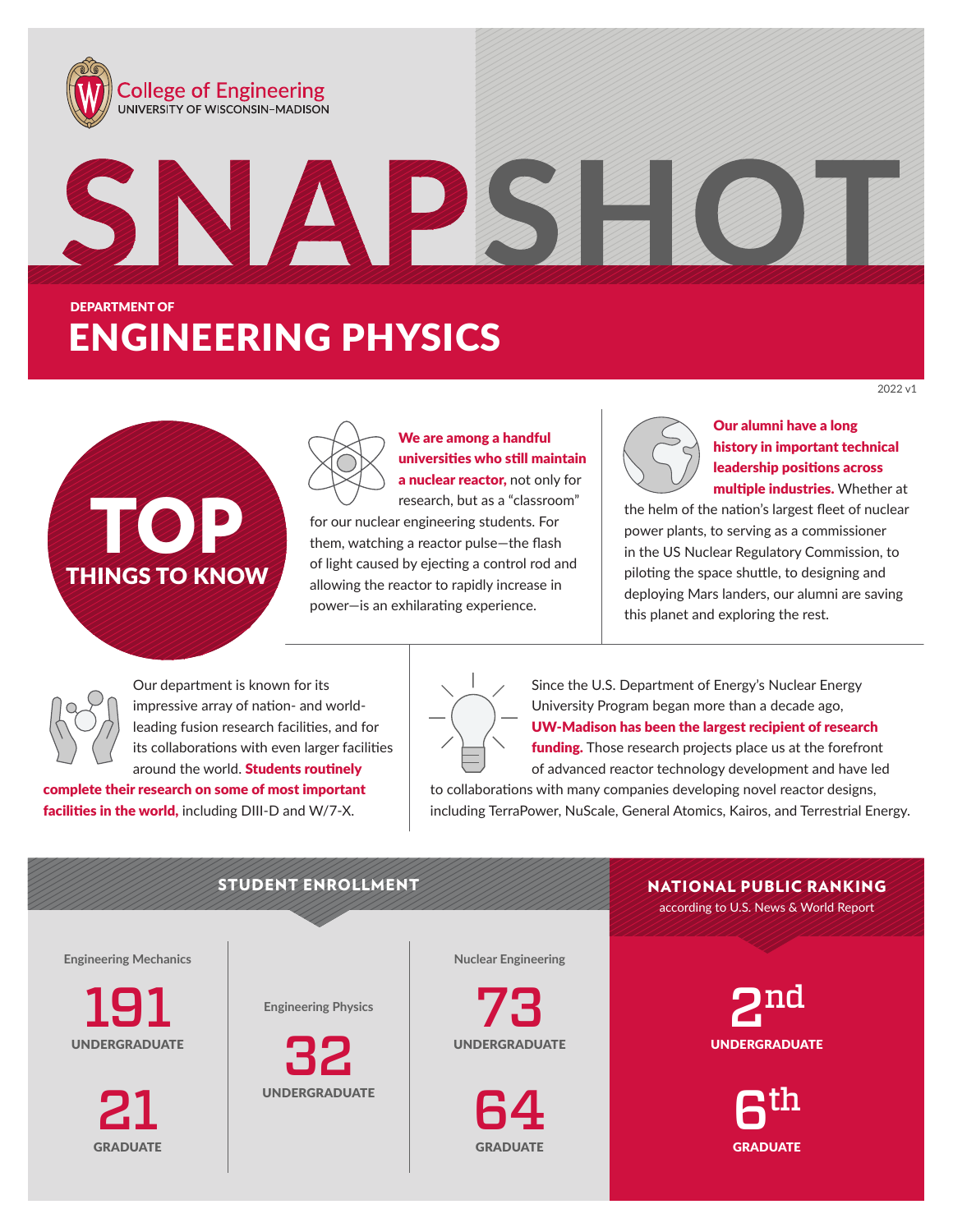College of Engineering
UNIVERSITY OF WISCONSIN–MADISON

# SNAPSHOT

DEPARTMENT OF

# ENGINEERING PHYSICS

2022 v1

## TOP THINGS TO KNOW

**We are among a handful universities who still maintain a nuclear reactor,** not only for research, but as a "classroom" for our nuclear engineering students. For them, watching a reactor pulse—the flash of light caused by ejecting a control rod and allowing the reactor to rapidly increase in power—is an exhilarating experience.

**Our alumni have a long history in important technical leadership positions across multiple industries.** Whether at the helm of the nation's largest fleet of nuclear power plants, to serving as a commissioner in the US Nuclear Regulatory Commission, to piloting the space shuttle, to designing and deploying Mars landers, our alumni are saving this planet and exploring the rest.

Our department is known for its impressive array of nation- and world-leading fusion research facilities, and for its collaborations with even larger facilities around the world. **Students routinely complete their research on some of most important facilities in the world,** including DIII-D and W/7-X.

Since the U.S. Department of Energy's Nuclear Energy University Program began more than a decade ago, **UW-Madison has been the largest recipient of research funding.** Those research projects place us at the forefront of advanced reactor technology development and have led to collaborations with many companies developing novel reactor designs, including TerraPower, NuScale, General Atomics, Kairos, and Terrestrial Energy.

## STUDENT ENROLLMENT

| Program | Undergraduate | Graduate |
|---|---|---|
| Engineering Mechanics | 191 | 21 |
| Engineering Physics | 32 | |
| Nuclear Engineering | 73 | 64 |

## NATIONAL PUBLIC RANKING

according to U.S. News & World Report

**2nd** UNDERGRADUATE

**6th** GRADUATE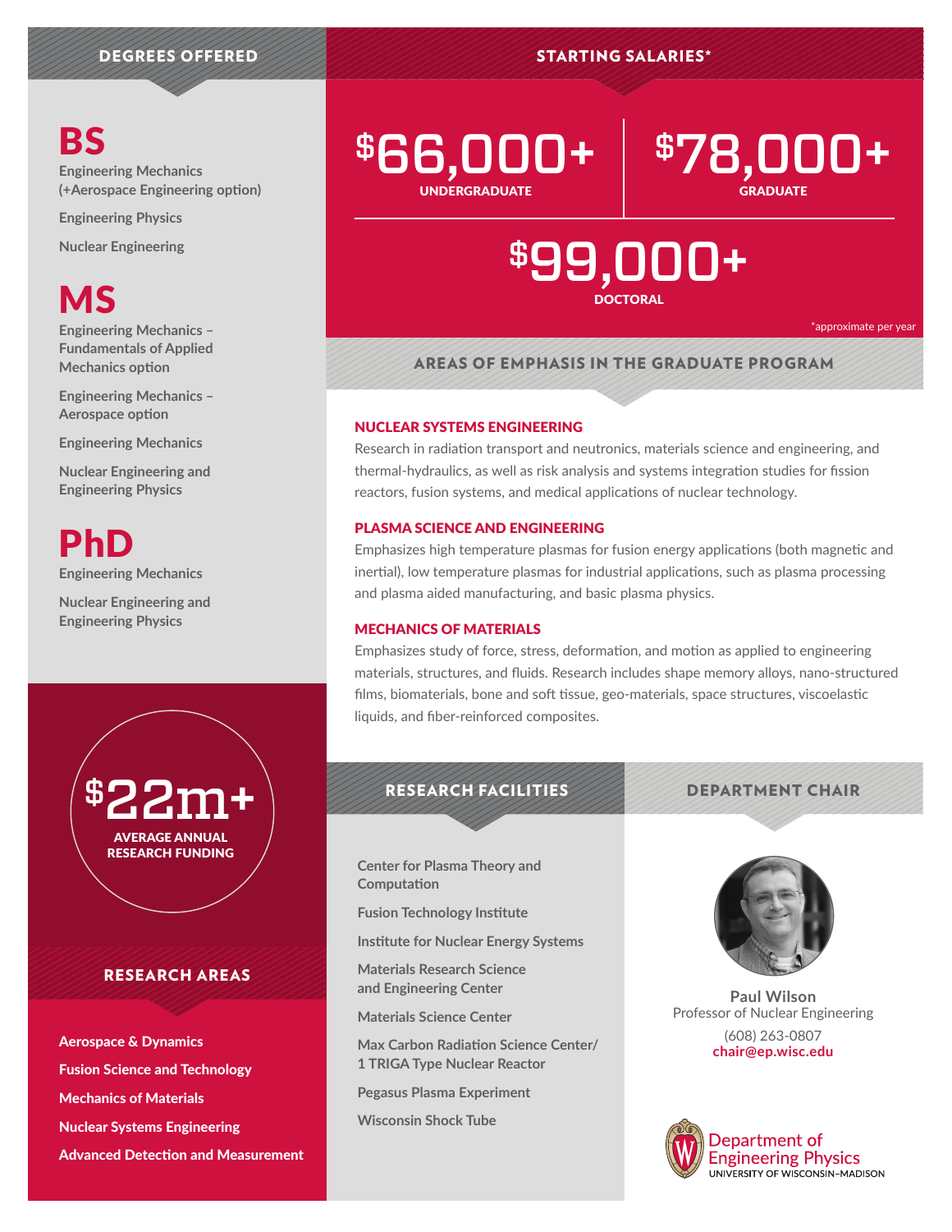## DEGREES OFFERED

### BS

Engineering Mechanics (+Aerospace Engineering option)

Engineering Physics

Nuclear Engineering

### MS

Engineering Mechanics – Fundamentals of Applied Mechanics option

Engineering Mechanics – Aerospace option

Engineering Mechanics

Nuclear Engineering and Engineering Physics

### PhD

Engineering Mechanics

Nuclear Engineering and Engineering Physics

## STARTING SALARIES*

**$66,000+**
UNDERGRADUATE

**$78,000+**
GRADUATE

**$99,000+**
DOCTORAL

*approximate per year

## AREAS OF EMPHASIS IN THE GRADUATE PROGRAM

### NUCLEAR SYSTEMS ENGINEERING

Research in radiation transport and neutronics, materials science and engineering, and thermal-hydraulics, as well as risk analysis and systems integration studies for fission reactors, fusion systems, and medical applications of nuclear technology.

### PLASMA SCIENCE AND ENGINEERING

Emphasizes high temperature plasmas for fusion energy applications (both magnetic and inertial), low temperature plasmas for industrial applications, such as plasma processing and plasma aided manufacturing, and basic plasma physics.

### MECHANICS OF MATERIALS

Emphasizes study of force, stress, deformation, and motion as applied to engineering materials, structures, and fluids. Research includes shape memory alloys, nano-structured films, biomaterials, bone and soft tissue, geo-materials, space structures, viscoelastic liquids, and fiber-reinforced composites.

**$22m+**
AVERAGE ANNUAL RESEARCH FUNDING

## RESEARCH AREAS

- Aerospace & Dynamics
- Fusion Science and Technology
- Mechanics of Materials
- Nuclear Systems Engineering
- Advanced Detection and Measurement

## RESEARCH FACILITIES

- Center for Plasma Theory and Computation
- Fusion Technology Institute
- Institute for Nuclear Energy Systems
- Materials Research Science and Engineering Center
- Materials Science Center
- Max Carbon Radiation Science Center/ 1 TRIGA Type Nuclear Reactor
- Pegasus Plasma Experiment
- Wisconsin Shock Tube

## DEPARTMENT CHAIR

**Paul Wilson**
Professor of Nuclear Engineering
(608) 263-0807
**chair@ep.wisc.edu**

Department of Engineering Physics
UNIVERSITY OF WISCONSIN–MADISON